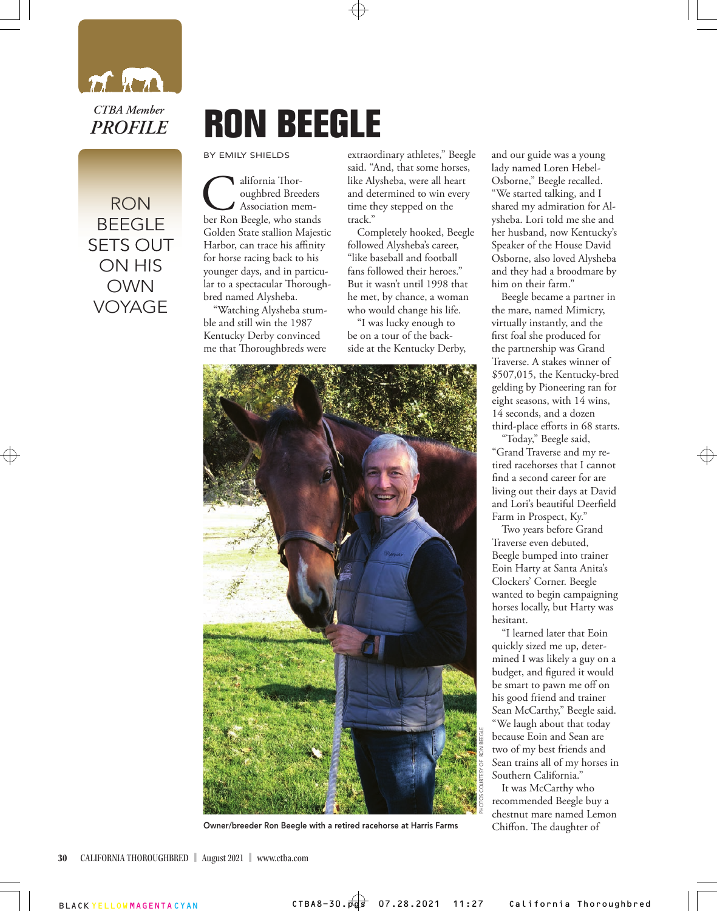*CTBA Member*
***PROFILE***

# RON BEEGLE

RON BEEGLE SETS OUT ON HIS OWN VOYAGE

BY EMILY SHIELDS

California Thoroughbred Breeders Association member Ron Beegle, who stands Golden State stallion Majestic Harbor, can trace his affinity for horse racing back to his younger days, and in particular to a spectacular Thoroughbred named Alysheba.

"Watching Alysheba stumble and still win the 1987 Kentucky Derby convinced me that Thoroughbreds were extraordinary athletes," Beegle said. "And, that some horses, like Alysheba, were all heart and determined to win every time they stepped on the track."

Completely hooked, Beegle followed Alysheba's career, "like baseball and football fans followed their heroes." But it wasn't until 1998 that he met, by chance, a woman who would change his life.

"I was lucky enough to be on a tour of the backside at the Kentucky Derby, and our guide was a young lady named Loren Hebel-Osborne," Beegle recalled. "We started talking, and I shared my admiration for Alysheba. Lori told me she and her husband, now Kentucky's Speaker of the House David Osborne, also loved Alysheba and they had a broodmare by him on their farm."

Beegle became a partner in the mare, named Mimicry, virtually instantly, and the first foal she produced for the partnership was Grand Traverse. A stakes winner of $507,015, the Kentucky-bred gelding by Pioneering ran for eight seasons, with 14 wins, 14 seconds, and a dozen third-place efforts in 68 starts.

"Today," Beegle said, "Grand Traverse and my retired racehorses that I cannot find a second career for are living out their days at David and Lori's beautiful Deerfield Farm in Prospect, Ky."

Two years before Grand Traverse even debuted, Beegle bumped into trainer Eoin Harty at Santa Anita's Clockers' Corner. Beegle wanted to begin campaigning horses locally, but Harty was hesitant.

"I learned later that Eoin quickly sized me up, determined I was likely a guy on a budget, and figured it would be smart to pawn me off on his good friend and trainer Sean McCarthy," Beegle said. "We laugh about that today because Eoin and Sean are two of my best friends and Sean trains all of my horses in Southern California."

It was McCarthy who recommended Beegle buy a chestnut mare named Lemon Chiffon. The daughter of

PHOTOS COURTESY OF RON BEEGLE

Owner/breeder Ron Beegle with a retired racehorse at Harris Farms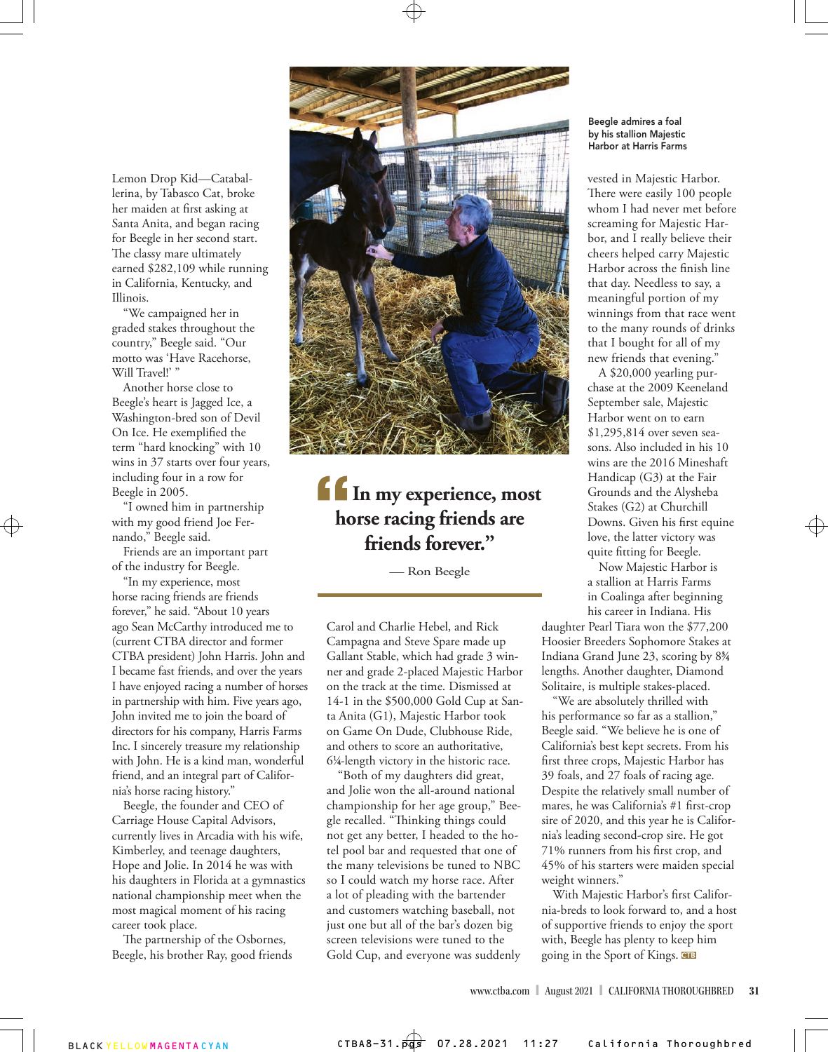Lemon Drop Kid—Catabal­lerina, by Tabasco Cat, broke her maiden at first asking at Santa Anita, and began racing for Beegle in her second start. The classy mare ultimately earned $282,109 while running in California, Kentucky, and Illinois.

"We campaigned her in graded stakes throughout the country," Beegle said. "Our motto was 'Have Racehorse, Will Travel!' "

Another horse close to Beegle's heart is Jagged Ice, a Washington-bred son of Devil On Ice. He exemplified the term "hard knocking" with 10 wins in 37 starts over four years, including four in a row for Beegle in 2005.

"I owned him in partnership with my good friend Joe Fernando," Beegle said.

Friends are an important part of the industry for Beegle.

"In my experience, most horse racing friends are friends forever," he said. "About 10 years ago Sean McCarthy introduced me to (current CTBA director and former CTBA president) John Harris. John and I became fast friends, and over the years I have enjoyed racing a number of horses in partnership with him. Five years ago, John invited me to join the board of directors for his company, Harris Farms Inc. I sincerely treasure my relationship with John. He is a kind man, wonderful friend, and an integral part of California's horse racing history."

Beegle, the founder and CEO of Carriage House Capital Advisors, currently lives in Arcadia with his wife, Kimberley, and teenage daughters, Hope and Jolie. In 2014 he was with his daughters in Florida at a gymnastics national championship meet when the most magical moment of his racing career took place.

The partnership of the Osbornes, Beegle, his brother Ray, good friends Carol and Charlie Hebel, and Rick Campagna and Steve Spare made up Gallant Stable, which had grade 3 winner and grade 2-placed Majestic Harbor on the track at the time. Dismissed at 14-1 in the $500,000 Gold Cup at Santa Anita (G1), Majestic Harbor took on Game On Dude, Clubhouse Ride, and others to score an authoritative, 6¼-length victory in the historic race.

> **"In my experience, most horse racing friends are friends forever."**
>
> — Ron Beegle

"Both of my daughters did great, and Jolie won the all-around national championship for her age group," Beegle recalled. "Thinking things could not get any better, I headed to the hotel pool bar and requested that one of the many televisions be tuned to NBC so I could watch my horse race. After a lot of pleading with the bartender and customers watching baseball, not just one but all of the bar's dozen big screen televisions were tuned to the Gold Cup, and everyone was suddenly vested in Majestic Harbor. There were easily 100 people whom I had never met before screaming for Majestic Harbor, and I really believe their cheers helped carry Majestic Harbor across the finish line that day. Needless to say, a meaningful portion of my winnings from that race went to the many rounds of drinks that I bought for all of my new friends that evening."

Beegle admires a foal by his stallion Majestic Harbor at Harris Farms

A $20,000 yearling purchase at the 2009 Keeneland September sale, Majestic Harbor went on to earn $1,295,814 over seven seasons. Also included in his 10 wins are the 2016 Mineshaft Handicap (G3) at the Fair Grounds and the Alysheba Stakes (G2) at Churchill Downs. Given his first equine love, the latter victory was quite fitting for Beegle.

Now Majestic Harbor is a stallion at Harris Farms in Coalinga after beginning his career in Indiana. His daughter Pearl Tiara won the $77,200 Hoosier Breeders Sophomore Stakes at Indiana Grand June 23, scoring by 8¾ lengths. Another daughter, Diamond Solitaire, is multiple stakes-placed.

"We are absolutely thrilled with his performance so far as a stallion," Beegle said. "We believe he is one of California's best kept secrets. From his first three crops, Majestic Harbor has 39 foals, and 27 foals of racing age. Despite the relatively small number of mares, he was California's #1 first-crop sire of 2020, and this year he is California's leading second-crop sire. He got 71% runners from his first crop, and 45% of his starters were maiden special weight winners."

With Majestic Harbor's first California-breds to look forward to, and a host of supportive friends to enjoy the sport with, Beegle has plenty to keep him going in the Sport of Kings.